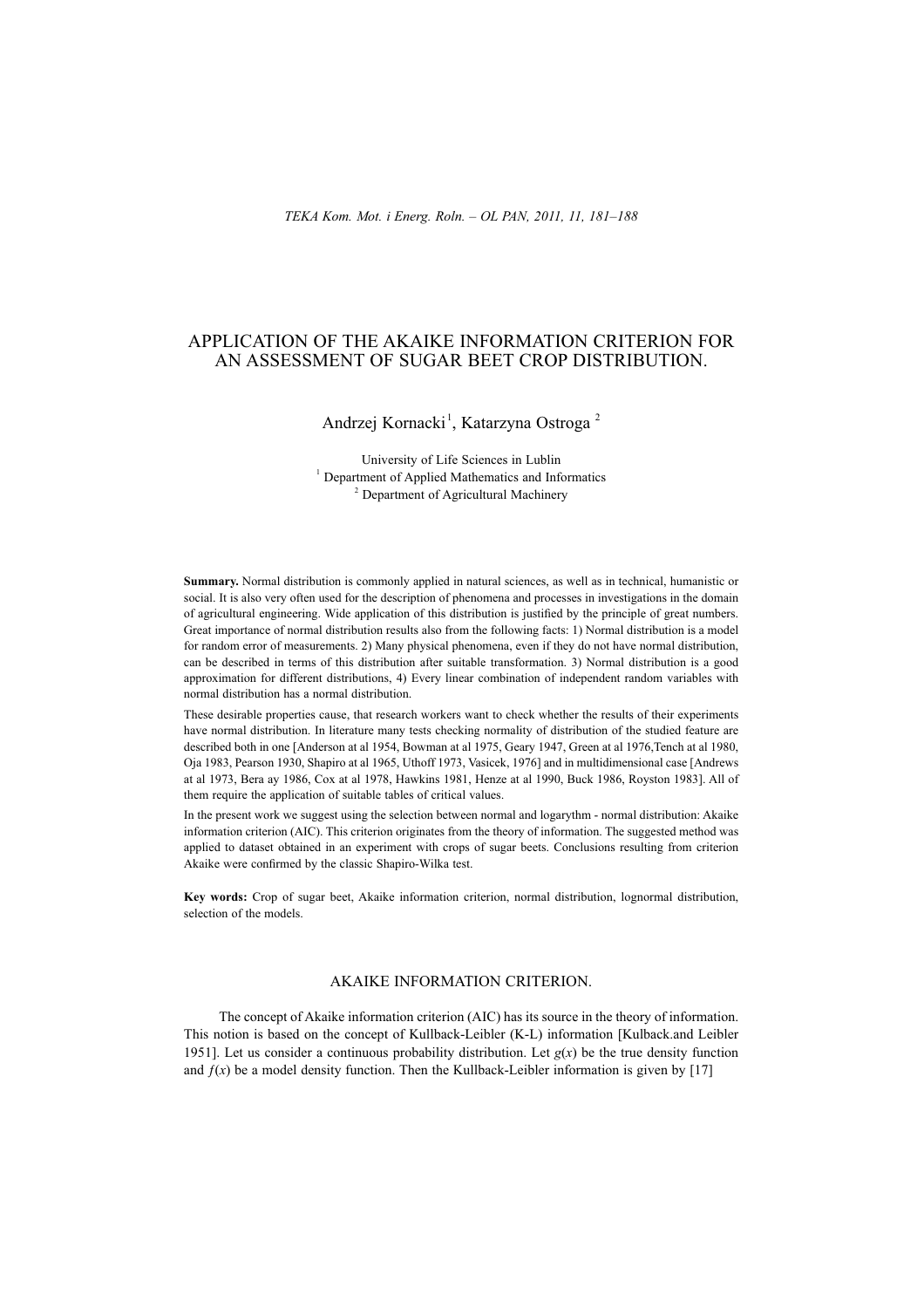# APPLICATION OF THE AKAIKE INFORMATION CRITERION FOR AN ASSESSMENT OF SUGAR BEET CROP DISTRIBUTION.

Andrzej Kornacki[1], Katarzyna Ostroga[2]

University of Life Sciences in Lublin
[1] Department of Applied Mathematics and Informatics
[2] Department of Agricultural Machinery

**Summary.** Normal distribution is commonly applied in natural sciences, as well as in technical, humanistic or social. It is also very often used for the description of phenomena and processes in investigations in the domain of agricultural engineering. Wide application of this distribution is justified by the principle of great numbers. Great importance of normal distribution results also from the following facts: 1) Normal distribution is a model for random error of measurements. 2) Many physical phenomena, even if they do not have normal distribution, can be described in terms of this distribution after suitable transformation. 3) Normal distribution is a good approximation for different distributions, 4) Every linear combination of independent random variables with normal distribution has a normal distribution.

These desirable properties cause, that research workers want to check whether the results of their experiments have normal distribution. In literature many tests checking normality of distribution of the studied feature are described both in one [Anderson at al 1954, Bowman at al 1975, Geary 1947, Green at al 1976,Tench at al 1980, Oja 1983, Pearson 1930, Shapiro at al 1965, Uthoff 1973, Vasicek, 1976] and in multidimensional case [Andrews at al 1973, Bera ay 1986, Cox at al 1978, Hawkins 1981, Henze at al 1990, Buck 1986, Royston 1983]. All of them require the application of suitable tables of critical values.

In the present work we suggest using the selection between normal and logarythm - normal distribution: Akaike information criterion (AIC). This criterion originates from the theory of information. The suggested method was applied to dataset obtained in an experiment with crops of sugar beets. Conclusions resulting from criterion Akaike were confirmed by the classic Shapiro-Wilka test.

**Key words:** Crop of sugar beet, Akaike information criterion, normal distribution, lognormal distribution, selection of the models.

## AKAIKE INFORMATION CRITERION.

The concept of Akaike information criterion (AIC) has its source in the theory of information. This notion is based on the concept of Kullback-Leibler (K-L) information [Kulback.and Leibler 1951]. Let us consider a continuous probability distribution. Let $g(x)$ be the true density function and $f(x)$ be a model density function. Then the Kullback-Leibler information is given by [17]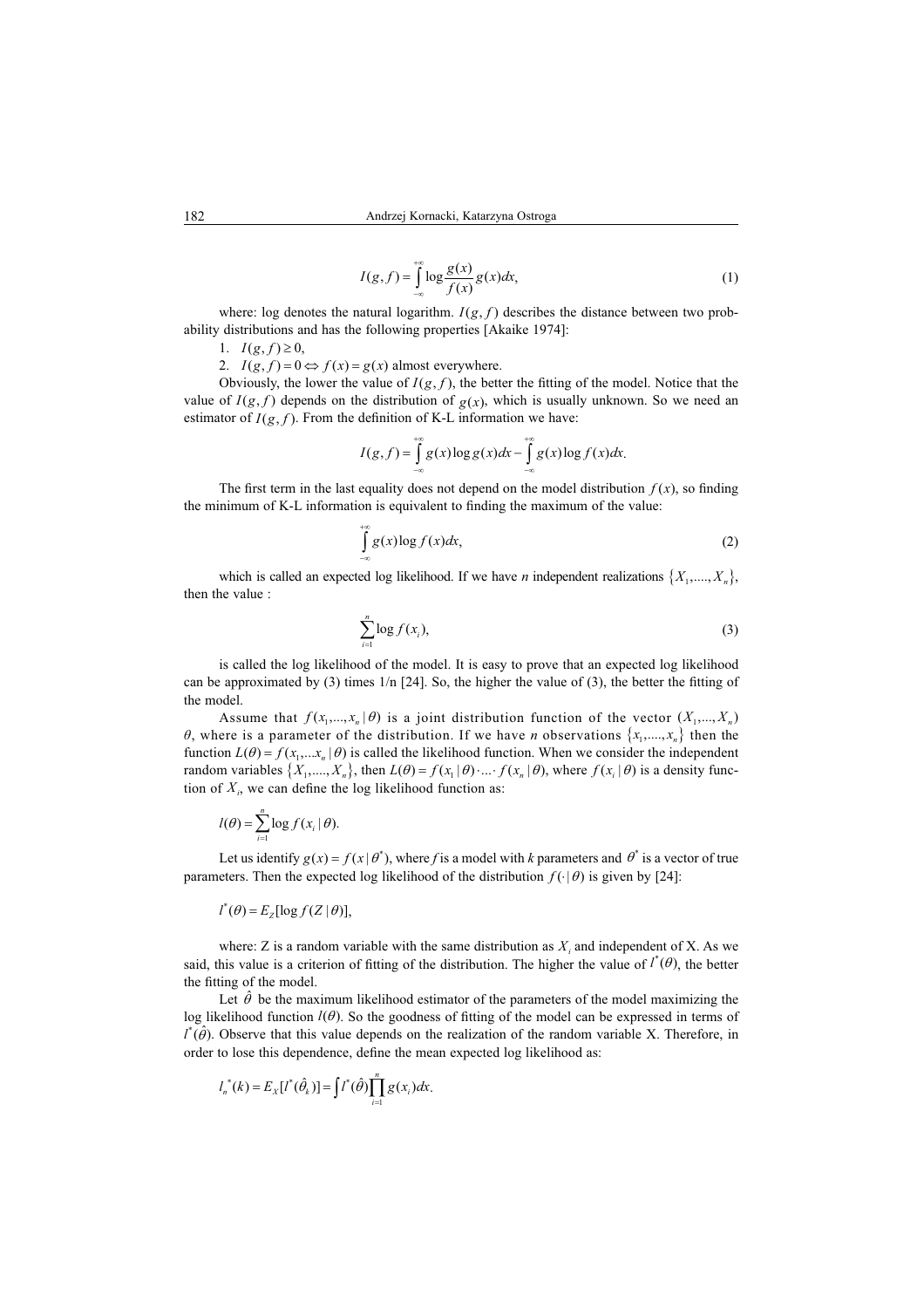$$I(g,f) = \int_{-\infty}^{+\infty} \log \frac{g(x)}{f(x)} g(x)dx, \tag{1}$$

where: log denotes the natural logarithm. $I(g,f)$ describes the distance between two probability distributions and has the following properties [Akaike 1974]:

1. $I(g,f) \geq 0$,
2. $I(g,f) = 0 \Leftrightarrow f(x) = g(x)$ almost everywhere.

Obviously, the lower the value of $I(g,f)$, the better the fitting of the model. Notice that the value of $I(g,f)$ depends on the distribution of $g(x)$, which is usually unknown. So we need an estimator of $I(g,f)$. From the definition of K-L information we have:

$$I(g,f) = \int_{-\infty}^{+\infty} g(x)\log g(x)dx - \int_{-\infty}^{+\infty} g(x)\log f(x)dx.$$

The first term in the last equality does not depend on the model distribution $f(x)$, so finding the minimum of K-L information is equivalent to finding the maximum of the value:

$$\int_{-\infty}^{+\infty} g(x)\log f(x)dx, \tag{2}$$

which is called an expected log likelihood. If we have *n* independent realizations $\{X_1,....,X_n\}$, then the value :

$$\sum_{i=1}^{n} \log f(x_i), \tag{3}$$

is called the log likelihood of the model. It is easy to prove that an expected log likelihood can be approximated by (3) times 1/n [24]. So, the higher the value of (3), the better the fitting of the model.

Assume that $f(x_1,...,x_n \mid \theta)$ is a joint distribution function of the vector $(X_1,...,X_n)$ $\theta$, where is a parameter of the distribution. If we have *n* observations $\{x_1,....,x_n\}$ then the function $L(\theta) = f(x_1,...x_n \mid \theta)$ is called the likelihood function. When we consider the independent random variables $\{X_1,....,X_n\}$, then $L(\theta) = f(x_1 \mid \theta) \cdot ... \cdot f(x_n \mid \theta)$, where $f(x_i \mid \theta)$ is a density function of $X_i$, we can define the log likelihood function as:

$$l(\theta) = \sum_{i=1}^{n} \log f(x_i \mid \theta).$$

Let us identify $g(x) = f(x \mid \theta^*)$, where *f* is a model with *k* parameters and $\theta^*$ is a vector of true parameters. Then the expected log likelihood of the distribution $f(\cdot \mid \theta)$ is given by [24]:

$$l^*(\theta) = E_Z[\log f(Z \mid \theta)],$$

where: Z is a random variable with the same distribution as $X_i$ and independent of X. As we said, this value is a criterion of fitting of the distribution. The higher the value of $l^*(\theta)$, the better the fitting of the model.

Let $\hat{\theta}$ be the maximum likelihood estimator of the parameters of the model maximizing the log likelihood function $l(\theta)$. So the goodness of fitting of the model can be expressed in terms of $l^*(\hat{\theta})$. Observe that this value depends on the realization of the random variable X. Therefore, in order to lose this dependence, define the mean expected log likelihood as:

$$l_n^*(k) = E_X[l^*(\hat{\theta}_k)] = \int l^*(\hat{\theta}) \prod_{i=1}^{n} g(x_i)dx.$$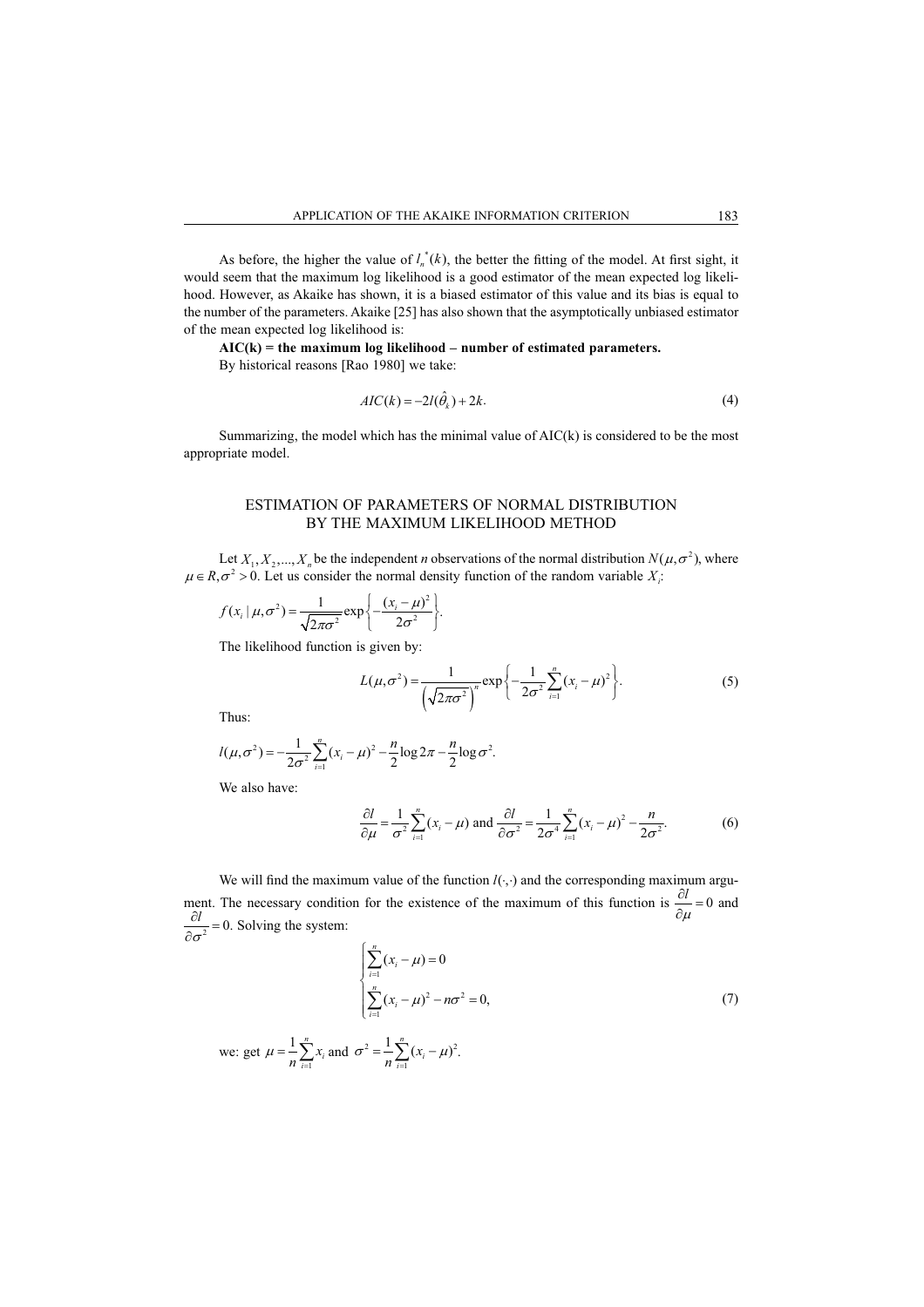As before, the higher the value of $l_n^*(k)$, the better the fitting of the model. At first sight, it would seem that the maximum log likelihood is a good estimator of the mean expected log likelihood. However, as Akaike has shown, it is a biased estimator of this value and its bias is equal to the number of the parameters. Akaike [25] has also shown that the asymptotically unbiased estimator of the mean expected log likelihood is:

**AIC(k) = the maximum log likelihood – number of estimated parameters.**

By historical reasons [Rao 1980] we take:

$$AIC(k) = -2l(\hat{\theta}_k) + 2k. \tag{4}$$

Summarizing, the model which has the minimal value of AIC(k) is considered to be the most appropriate model.

## ESTIMATION OF PARAMETERS OF NORMAL DISTRIBUTION BY THE MAXIMUM LIKELIHOOD METHOD

Let $X_1, X_2, ..., X_n$ be the independent $n$ observations of the normal distribution $N(\mu, \sigma^2)$, where $\mu \in R, \sigma^2 > 0$. Let us consider the normal density function of the random variable $X_i$:

$$f(x_i \mid \mu, \sigma^2) = \frac{1}{\sqrt{2\pi\sigma^2}} \exp\left\{-\frac{(x_i - \mu)^2}{2\sigma^2}\right\}.$$

The likelihood function is given by:

$$L(\mu, \sigma^2) = \frac{1}{\left(\sqrt{2\pi\sigma^2}\right)^n} \exp\left\{-\frac{1}{2\sigma^2}\sum_{i=1}^{n}(x_i - \mu)^2\right\}. \tag{5}$$

Thus:

$$l(\mu, \sigma^2) = -\frac{1}{2\sigma^2}\sum_{i=1}^{n}(x_i - \mu)^2 - \frac{n}{2}\log 2\pi - \frac{n}{2}\log \sigma^2.$$

We also have:

$$\frac{\partial l}{\partial \mu} = \frac{1}{\sigma^2}\sum_{i=1}^{n}(x_i - \mu) \text{ and } \frac{\partial l}{\partial \sigma^2} = \frac{1}{2\sigma^4}\sum_{i=1}^{n}(x_i - \mu)^2 - \frac{n}{2\sigma^2}. \tag{6}$$

We will find the maximum value of the function $l(\cdot,\cdot)$ and the corresponding maximum argument. The necessary condition for the existence of the maximum of this function is $\frac{\partial l}{\partial \mu} = 0$ and $\frac{\partial l}{\partial \sigma^2} = 0$. Solving the system:

$$\begin{cases} \sum_{i=1}^{n}(x_i - \mu) = 0 \\ \sum_{i=1}^{n}(x_i - \mu)^2 - n\sigma^2 = 0, \end{cases} \tag{7}$$

we: get $\mu = \frac{1}{n}\sum_{i=1}^{n} x_i$ and $\sigma^2 = \frac{1}{n}\sum_{i=1}^{n}(x_i - \mu)^2$.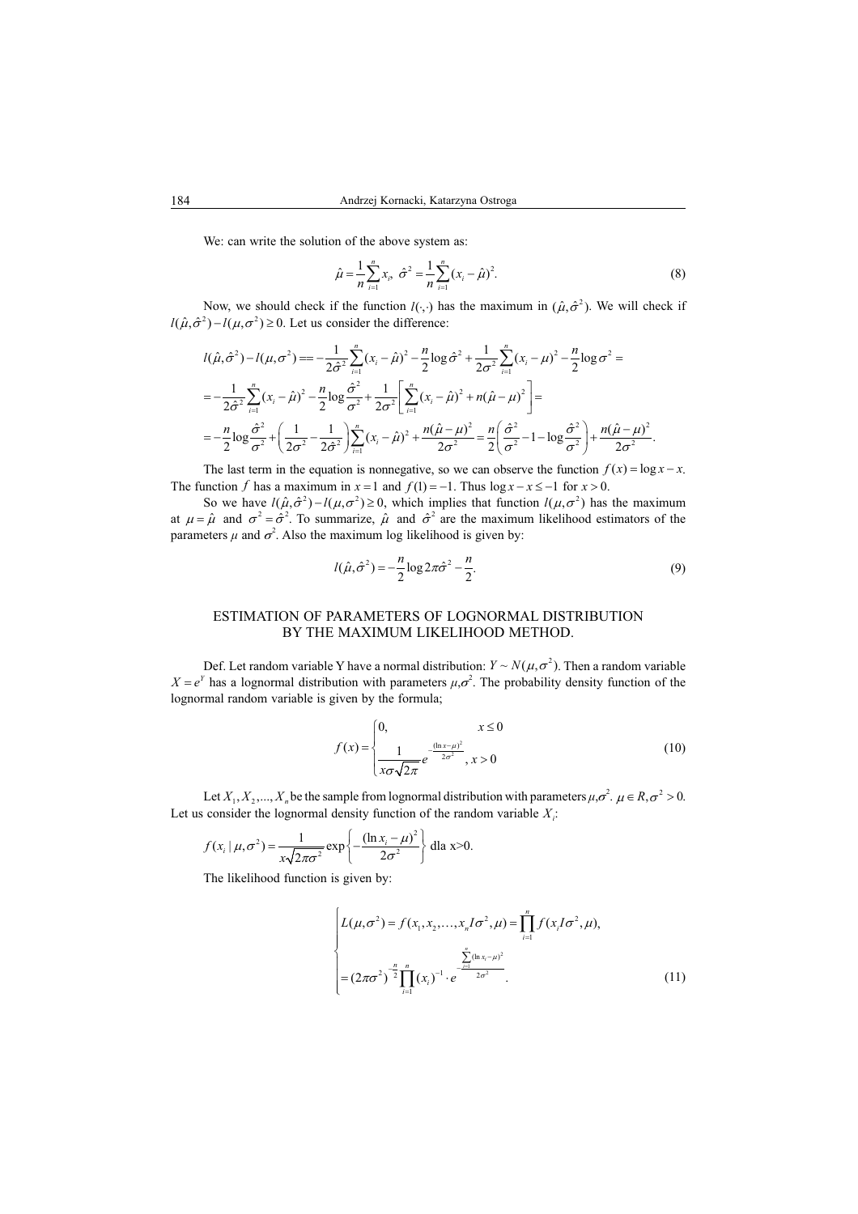We: can write the solution of the above system as:

$$\hat{\mu} = \frac{1}{n}\sum_{i=1}^{n} x_i, \ \hat{\sigma}^2 = \frac{1}{n}\sum_{i=1}^{n}(x_i - \hat{\mu})^2. \tag{8}$$

Now, we should check if the function $l(\cdot,\cdot)$ has the maximum in $(\hat{\mu}, \hat{\sigma}^2)$. We will check if $l(\hat{\mu}, \hat{\sigma}^2) - l(\mu, \sigma^2) \geq 0$. Let us consider the difference:

$$l(\hat{\mu},\hat{\sigma}^2) - l(\mu,\sigma^2) == -\frac{1}{2\hat{\sigma}^2}\sum_{i=1}^{n}(x_i - \hat{\mu})^2 - \frac{n}{2}\log\hat{\sigma}^2 + \frac{1}{2\sigma^2}\sum_{i=1}^{n}(x_i - \mu)^2 - \frac{n}{2}\log\sigma^2 =$$

$$= -\frac{1}{2\hat{\sigma}^2}\sum_{i=1}^{n}(x_i - \hat{\mu})^2 - \frac{n}{2}\log\frac{\hat{\sigma}^2}{\sigma^2} + \frac{1}{2\sigma^2}\left[\sum_{i=1}^{n}(x_i - \hat{\mu})^2 + n(\hat{\mu} - \mu)^2\right] =$$

$$= -\frac{n}{2}\log\frac{\hat{\sigma}^2}{\sigma^2} + \left(\frac{1}{2\sigma^2} - \frac{1}{2\hat{\sigma}^2}\right)\sum_{i=1}^{n}(x_i - \hat{\mu})^2 + \frac{n(\hat{\mu} - \mu)^2}{2\sigma^2} = \frac{n}{2}\left(\frac{\hat{\sigma}^2}{\sigma^2} - 1 - \log\frac{\hat{\sigma}^2}{\sigma^2}\right) + \frac{n(\hat{\mu} - \mu)^2}{2\sigma^2}.$$

The last term in the equation is nonnegative, so we can observe the function $f(x) = \log x - x$. The function $f$ has a maximum in $x = 1$ and $f(1) = -1$. Thus $\log x - x \leq -1$ for $x > 0$.

So we have $l(\hat{\mu}, \hat{\sigma}^2) - l(\mu, \sigma^2) \geq 0$, which implies that function $l(\mu, \sigma^2)$ has the maximum at $\mu = \hat{\mu}$ and $\sigma^2 = \hat{\sigma}^2$. To summarize, $\hat{\mu}$ and $\hat{\sigma}^2$ are the maximum likelihood estimators of the parameters $\mu$ and $\sigma^2$. Also the maximum log likelihood is given by:

$$l(\hat{\mu}, \hat{\sigma}^2) = -\frac{n}{2}\log 2\pi\hat{\sigma}^2 - \frac{n}{2}. \tag{9}$$

## ESTIMATION OF PARAMETERS OF LOGNORMAL DISTRIBUTION BY THE MAXIMUM LIKELIHOOD METHOD.

Def. Let random variable Y have a normal distribution: $Y \sim N(\mu, \sigma^2)$. Then a random variable $X = e^Y$ has a lognormal distribution with parameters $\mu, \sigma^2$. The probability density function of the lognormal random variable is given by the formula;

$$f(x) = \begin{cases} 0, & x \leq 0 \\ \dfrac{1}{x\sigma\sqrt{2\pi}} e^{-\frac{(\ln x - \mu)^2}{2\sigma^2}}, & x > 0 \end{cases} \tag{10}$$

Let $X_1, X_2, ..., X_n$ be the sample from lognormal distribution with parameters $\mu, \sigma^2$. $\mu \in R, \sigma^2 > 0$. Let us consider the lognormal density function of the random variable $X_i$:

$$f(x_i \mid \mu, \sigma^2) = \frac{1}{x\sqrt{2\pi\sigma^2}} \exp\left\{-\frac{(\ln x_i - \mu)^2}{2\sigma^2}\right\} \text{ dla x>0.}$$

The likelihood function is given by:

$$\begin{cases} L(\mu, \sigma^2) = f(x_1, x_2, \ldots, x_n I \sigma^2, \mu) = \prod_{i=1}^{n} f(x_i I \sigma^2, \mu), \\ = (2\pi\sigma^2)^{-\frac{n}{2}} \prod_{i=1}^{n}(x_i)^{-1} \cdot e^{-\frac{\sum_{i=1}^{n}(\ln x_i - \mu)^2}{2\sigma^2}}. \end{cases} \tag{11}$$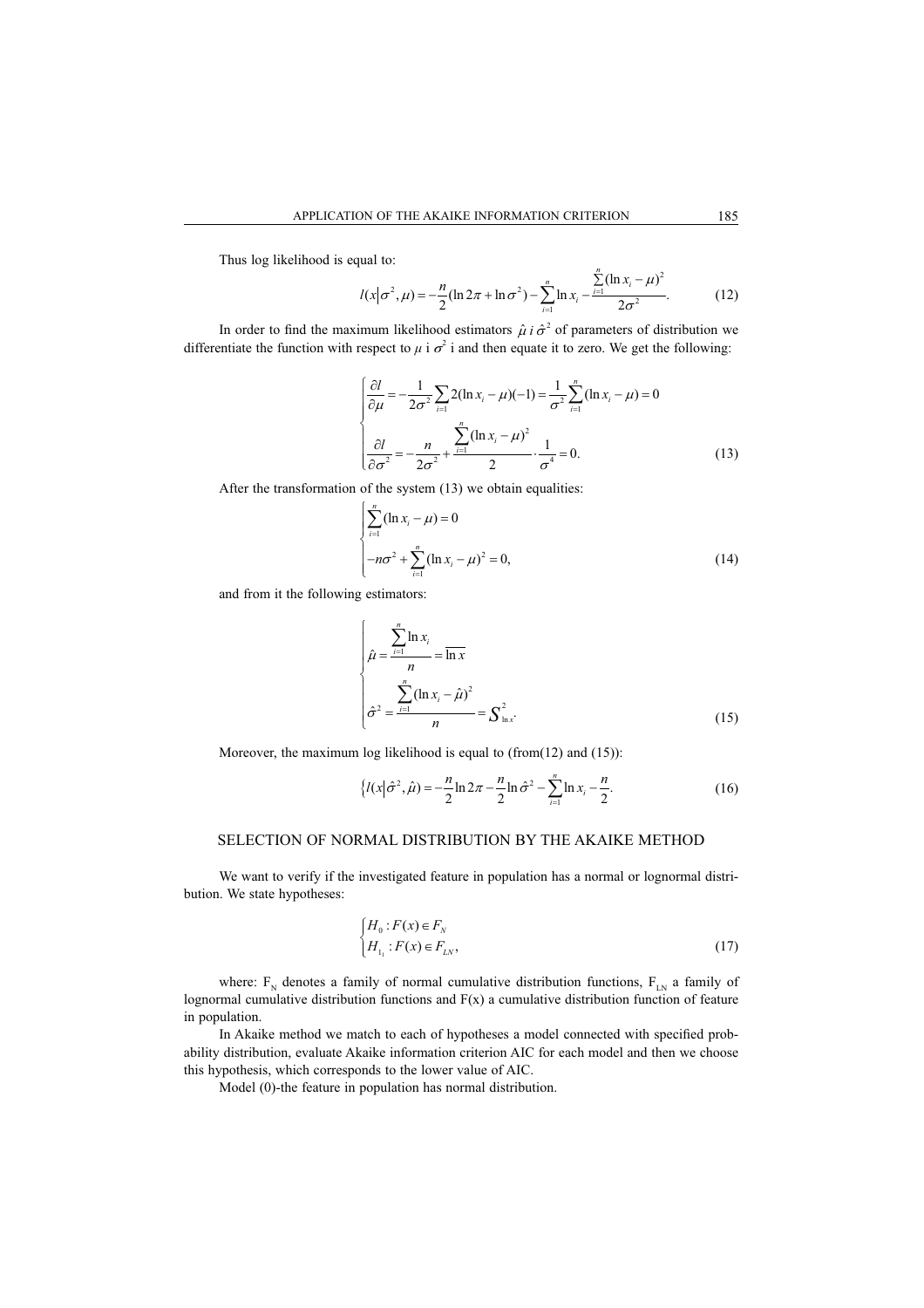Thus log likelihood is equal to:

$$l(x|\sigma^2,\mu) = -\frac{n}{2}(\ln 2\pi + \ln \sigma^2) - \sum_{i=1}^{n} \ln x_i - \frac{\sum_{i=1}^{n}(\ln x_i - \mu)^2}{2\sigma^2}. \tag{12}$$

In order to find the maximum likelihood estimators $\hat{\mu}$ *i* $\hat{\sigma}^2$ of parameters of distribution we differentiate the function with respect to $\mu$ i $\sigma^2$ i and then equate it to zero. We get the following:

$$\begin{cases} \dfrac{\partial l}{\partial \mu} = -\dfrac{1}{2\sigma^2}\displaystyle\sum_{i=1} 2(\ln x_i - \mu)(-1) = \dfrac{1}{\sigma^2}\sum_{i=1}^{n}(\ln x_i - \mu) = 0 \\ \dfrac{\partial l}{\partial \sigma^2} = -\dfrac{n}{2\sigma^2} + \dfrac{\sum_{i=1}^{n}(\ln x_i - \mu)^2}{2} \cdot \dfrac{1}{\sigma^4} = 0. \end{cases} \tag{13}$$

After the transformation of the system (13) we obtain equalities:

$$\begin{cases} \displaystyle\sum_{i=1}^{n}(\ln x_i - \mu) = 0 \\ -n\sigma^2 + \displaystyle\sum_{i=1}^{n}(\ln x_i - \mu)^2 = 0, \end{cases} \tag{14}$$

and from it the following estimators:

$$\begin{cases} \hat{\mu} = \dfrac{\sum_{i=1}^{n}\ln x_i}{n} = \overline{\ln x} \\ \hat{\sigma}^2 = \dfrac{\sum_{i=1}^{n}(\ln x_i - \hat{\mu})^2}{n} = S^2_{\ln x}. \end{cases} \tag{15}$$

Moreover, the maximum log likelihood is equal to (from(12) and (15)):

$$\{l(x|\hat{\sigma}^2,\hat{\mu}) = -\frac{n}{2}\ln 2\pi - \frac{n}{2}\ln\hat{\sigma}^2 - \sum_{i=1}^{n}\ln x_i - \frac{n}{2}. \tag{16}$$

## SELECTION OF NORMAL DISTRIBUTION BY THE AKAIKE METHOD

We want to verify if the investigated feature in population has a normal or lognormal distribution. We state hypotheses:

$$\begin{cases} H_0 : F(x) \in F_N \\ H_{1_1} : F(x) \in F_{LN}, \end{cases} \tag{17}$$

where: $F_N$ denotes a family of normal cumulative distribution functions, $F_{LN}$ a family of lognormal cumulative distribution functions and F(x) a cumulative distribution function of feature in population.

In Akaike method we match to each of hypotheses a model connected with specified probability distribution, evaluate Akaike information criterion AIC for each model and then we choose this hypothesis, which corresponds to the lower value of AIC.

Model (0)-the feature in population has normal distribution.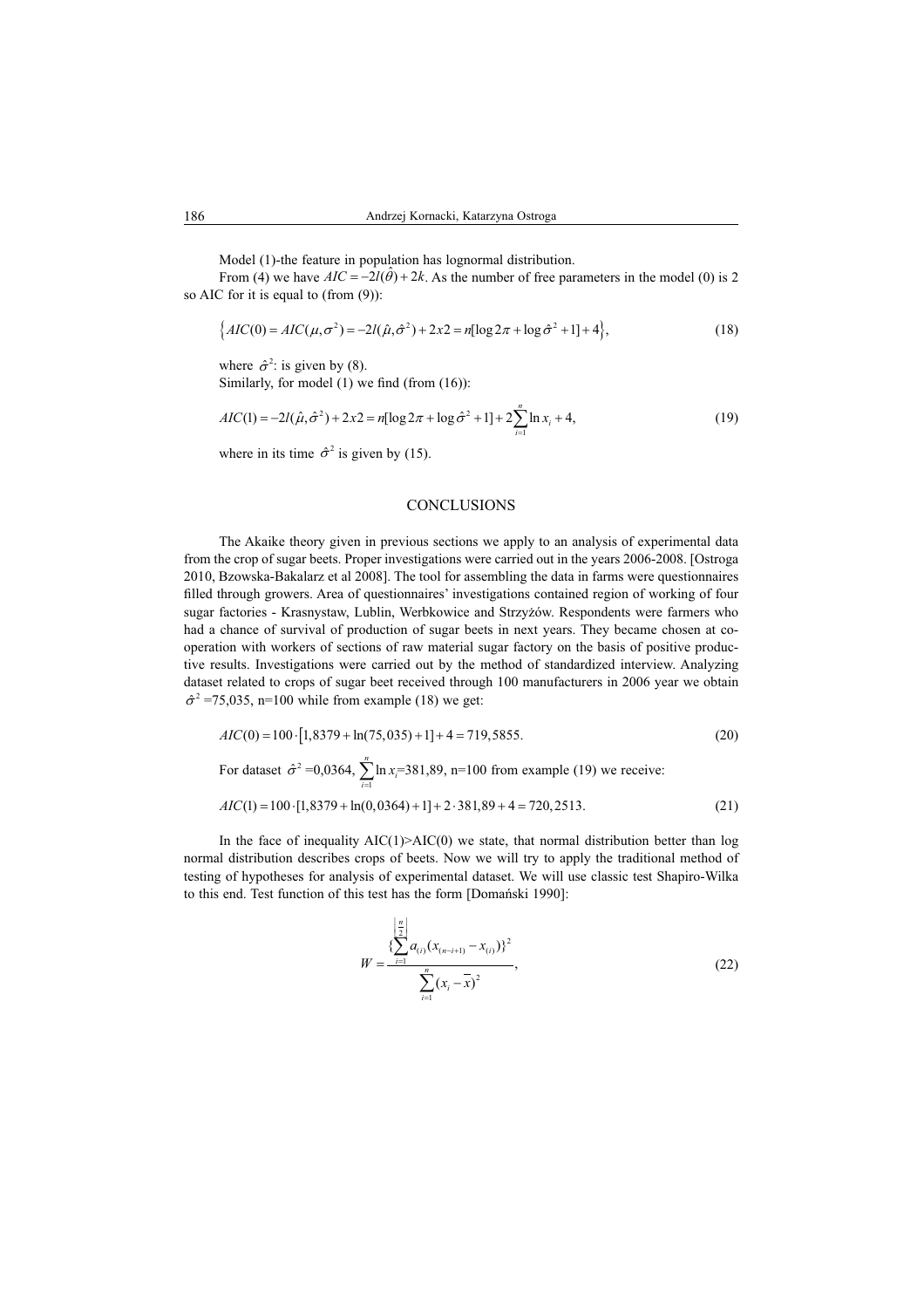Model (1)-the feature in population has lognormal distribution.

From (4) we have $AIC = -2l(\hat{\theta}) + 2k$. As the number of free parameters in the model (0) is 2 so AIC for it is equal to (from (9)):

$$\left\{ AIC(0) = AIC(\mu, \sigma^2) = -2l(\hat{\mu}, \hat{\sigma}^2) + 2x2 = n[\log 2\pi + \log \hat{\sigma}^2 + 1] + 4 \right\}, \tag{18}$$

where $\hat{\sigma}^2$: is given by (8).

Similarly, for model (1) we find (from (16)):

$$AIC(1) = -2l(\hat{\mu}, \hat{\sigma}^2) + 2x2 = n[\log 2\pi + \log \hat{\sigma}^2 + 1] + 2\sum_{i=1}^{n} \ln x_i + 4, \tag{19}$$

where in its time $\hat{\sigma}^2$ is given by (15).

## CONCLUSIONS

The Akaike theory given in previous sections we apply to an analysis of experimental data from the crop of sugar beets. Proper investigations were carried out in the years 2006-2008. [Ostroga 2010, Bzowska-Bakalarz et al 2008]. The tool for assembling the data in farms were questionnaires filled through growers. Area of questionnaires' investigations contained region of working of four sugar factories - Krasnystaw, Lublin, Werbkowice and Strzyżów. Respondents were farmers who had a chance of survival of production of sugar beets in next years. They became chosen at co-operation with workers of sections of raw material sugar factory on the basis of positive productive results. Investigations were carried out by the method of standardized interview. Analyzing dataset related to crops of sugar beet received through 100 manufacturers in 2006 year we obtain $\hat{\sigma}^2$ =75,035, n=100 while from example (18) we get:

$$AIC(0) = 100 \cdot \left[1,8379 + \ln(75,035) + 1\right] + 4 = 719,5855. \tag{20}$$

For dataset $\hat{\sigma}^2$ =0,0364, $\sum_{i=1}^{n} \ln x_i$=381,89, n=100 from example (19) we receive:

$$AIC(1) = 100 \cdot [1,8379 + \ln(0,0364) + 1] + 2 \cdot 381,89 + 4 = 720,2513. \tag{21}$$

In the face of inequality AIC(1)>AIC(0) we state, that normal distribution better than log normal distribution describes crops of beets. Now we will try to apply the traditional method of testing of hypotheses for analysis of experimental dataset. We will use classic test Shapiro-Wilka to this end. Test function of this test has the form [Domański 1990]:

$$W = \frac{\{\sum_{i=1}^{\left\lfloor \frac{n}{2} \right\rfloor} a_{(i)} (x_{(n-i+1)} - x_{(i)})\}^2}{\sum_{i=1}^{n} (x_i - \overline{x})^2}, \tag{22}$$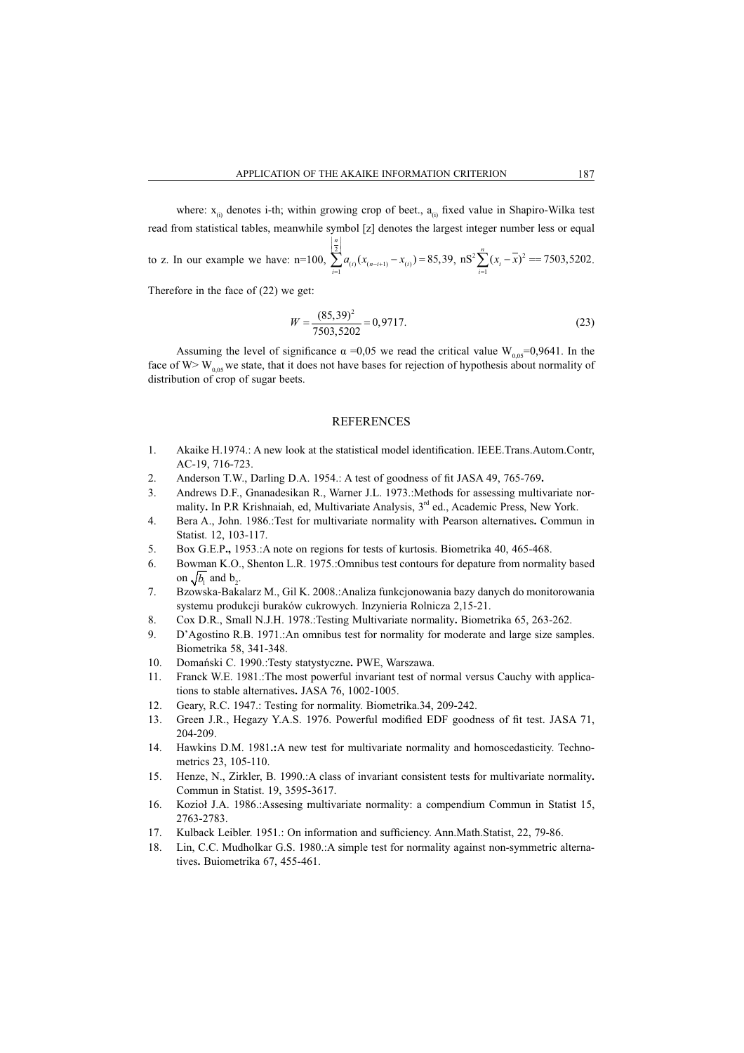where: $x_{(i)}$ denotes i-th; within growing crop of beet., $a_{(i)}$ fixed value in Shapiro-Wilka test read from statistical tables, meanwhile symbol [z] denotes the largest integer number less or equal to z. In our example we have: n=100, $\sum_{i=1}^{\left[\frac{n}{2}\right]} a_{(i)}(x_{(n-i+1)} - x_{(i)}) = 85,39$, $nS^2 \sum_{i=1}^{n}(x_i - \bar{x})^2 == 7503,5202$.

Therefore in the face of (22) we get:

$$W = \frac{(85,39)^2}{7503,5202} = 0,9717. \tag{23}$$

Assuming the level of significance α =0,05 we read the critical value $W_{0,05}$=0,9641. In the face of W> $W_{0,05}$ we state, that it does not have bases for rejection of hypothesis about normality of distribution of crop of sugar beets.

## REFERENCES

1. Akaike H.1974.: A new look at the statistical model identification. IEEE.Trans.Autom.Contr, AC-19, 716-723.
2. Anderson T.W., Darling D.A. 1954.: A test of goodness of fit JASA 49, 765-769**.**
3. Andrews D.F., Gnanadesikan R., Warner J.L. 1973.:Methods for assessing multivariate normality**.** In P.R Krishnaiah, ed, Multivariate Analysis, 3rd ed., Academic Press, New York.
4. Bera A., John. 1986.:Test for multivariate normality with Pearson alternatives**.** Commun in Statist. 12, 103-117.
5. Box G.E.P**.,** 1953.:A note on regions for tests of kurtosis. Biometrika 40, 465-468.
6. Bowman K.O., Shenton L.R. 1975.:Omnibus test contours for depature from normality based on $\sqrt{b_1}$ and $b_2$.
7. Bzowska-Bakalarz M., Gil K. 2008.:Analiza funkcjonowania bazy danych do monitorowania systemu produkcji buraków cukrowych. Inzynieria Rolnicza 2,15-21.
8. Cox D.R., Small N.J.H. 1978.:Testing Multivariate normality**.** Biometrika 65, 263-262.
9. D'Agostino R.B. 1971.:An omnibus test for normality for moderate and large size samples. Biometrika 58, 341-348.
10. Domański C. 1990.:Testy statystyczne**.** PWE, Warszawa.
11. Franck W.E. 1981.:The most powerful invariant test of normal versus Cauchy with applications to stable alternatives**.** JASA 76, 1002-1005.
12. Geary, R.C. 1947.: Testing for normality. Biometrika.34, 209-242.
13. Green J.R., Hegazy Y.A.S. 1976. Powerful modified EDF goodness of fit test. JASA 71, 204-209.
14. Hawkins D.M. 1981**.:**A new test for multivariate normality and homoscedasticity. Technometrics 23, 105-110.
15. Henze, N., Zirkler, B. 1990.:A class of invariant consistent tests for multivariate normality**.** Commun in Statist. 19, 3595-3617.
16. Kozioł J.A. 1986.:Assesing multivariate normality: a compendium Commun in Statist 15, 2763-2783.
17. Kulback Leibler. 1951.: On information and sufficiency. Ann.Math.Statist, 22, 79-86.
18. Lin, C.C. Mudholkar G.S. 1980.:A simple test for normality against non-symmetric alternatives**.** Buiometrika 67, 455-461.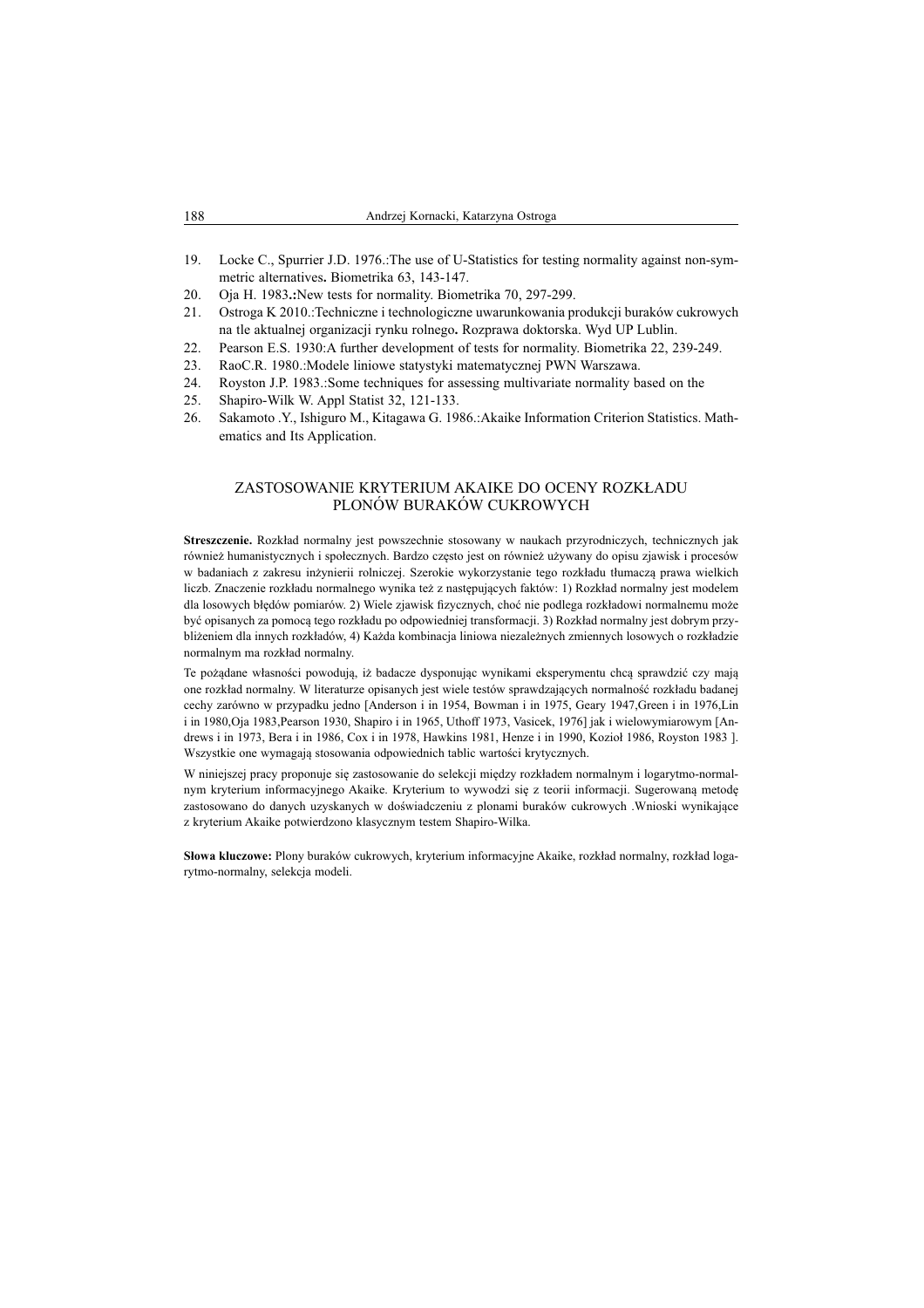19. Locke C., Spurrier J.D. 1976.:The use of U-Statistics for testing normality against non-symmetric alternatives**.** Biometrika 63, 143-147.
20. Oja H. 1983**.:**New tests for normality. Biometrika 70, 297-299.
21. Ostroga K 2010.:Techniczne i technologiczne uwarunkowania produkcji buraków cukrowych na tle aktualnej organizacji rynku rolnego**.** Rozprawa doktorska. Wyd UP Lublin.
22. Pearson E.S. 1930:A further development of tests for normality. Biometrika 22, 239-249.
23. RaoC.R. 1980.:Modele liniowe statystyki matematycznej PWN Warszawa.
24. Royston J.P. 1983.:Some techniques for assessing multivariate normality based on the
25. Shapiro-Wilk W. Appl Statist 32, 121-133.
26. Sakamoto .Y., Ishiguro M., Kitagawa G. 1986.:Akaike Information Criterion Statistics. Mathematics and Its Application.

## ZASTOSOWANIE KRYTERIUM AKAIKE DO OCENY ROZKŁADU PLONÓW BURAKÓW CUKROWYCH

**Streszczenie.** Rozkład normalny jest powszechnie stosowany w naukach przyrodniczych, technicznych jak również humanistycznych i społecznych. Bardzo często jest on również używany do opisu zjawisk i procesów w badaniach z zakresu inżynierii rolniczej. Szerokie wykorzystanie tego rozkładu tłumaczą prawa wielkich liczb. Znaczenie rozkładu normalnego wynika też z następujących faktów: 1) Rozkład normalny jest modelem dla losowych błędów pomiarów. 2) Wiele zjawisk fizycznych, choć nie podlega rozkładowi normalnemu może być opisanych za pomocą tego rozkładu po odpowiedniej transformacji. 3) Rozkład normalny jest dobrym przybliżeniem dla innych rozkładów, 4) Każda kombinacja liniowa niezależnych zmiennych losowych o rozkładzie normalnym ma rozkład normalny.

Te pożądane własności powodują, iż badacze dysponując wynikami eksperymentu chcą sprawdzić czy mają one rozkład normalny. W literaturze opisanych jest wiele testów sprawdzających normalność rozkładu badanej cechy zarówno w przypadku jedno [Anderson i in 1954, Bowman i in 1975, Geary 1947,Green i in 1976,Lin i in 1980,Oja 1983,Pearson 1930, Shapiro i in 1965, Uthoff 1973, Vasicek, 1976] jak i wielowymiarowym [Andrews i in 1973, Bera i in 1986, Cox i in 1978, Hawkins 1981, Henze i in 1990, Kozioł 1986, Royston 1983 ]. Wszystkie one wymagają stosowania odpowiednich tablic wartości krytycznych.

W niniejszej pracy proponuje się zastosowanie do selekcji między rozkładem normalnym i logarytmo-normalnym kryterium informacyjnego Akaike. Kryterium to wywodzi się z teorii informacji. Sugerowaną metodę zastosowano do danych uzyskanych w doświadczeniu z plonami buraków cukrowych .Wnioski wynikające z kryterium Akaike potwierdzono klasycznym testem Shapiro-Wilka.

**Słowa kluczowe:** Plony buraków cukrowych, kryterium informacyjne Akaike, rozkład normalny, rozkład logarytmo-normalny, selekcja modeli.